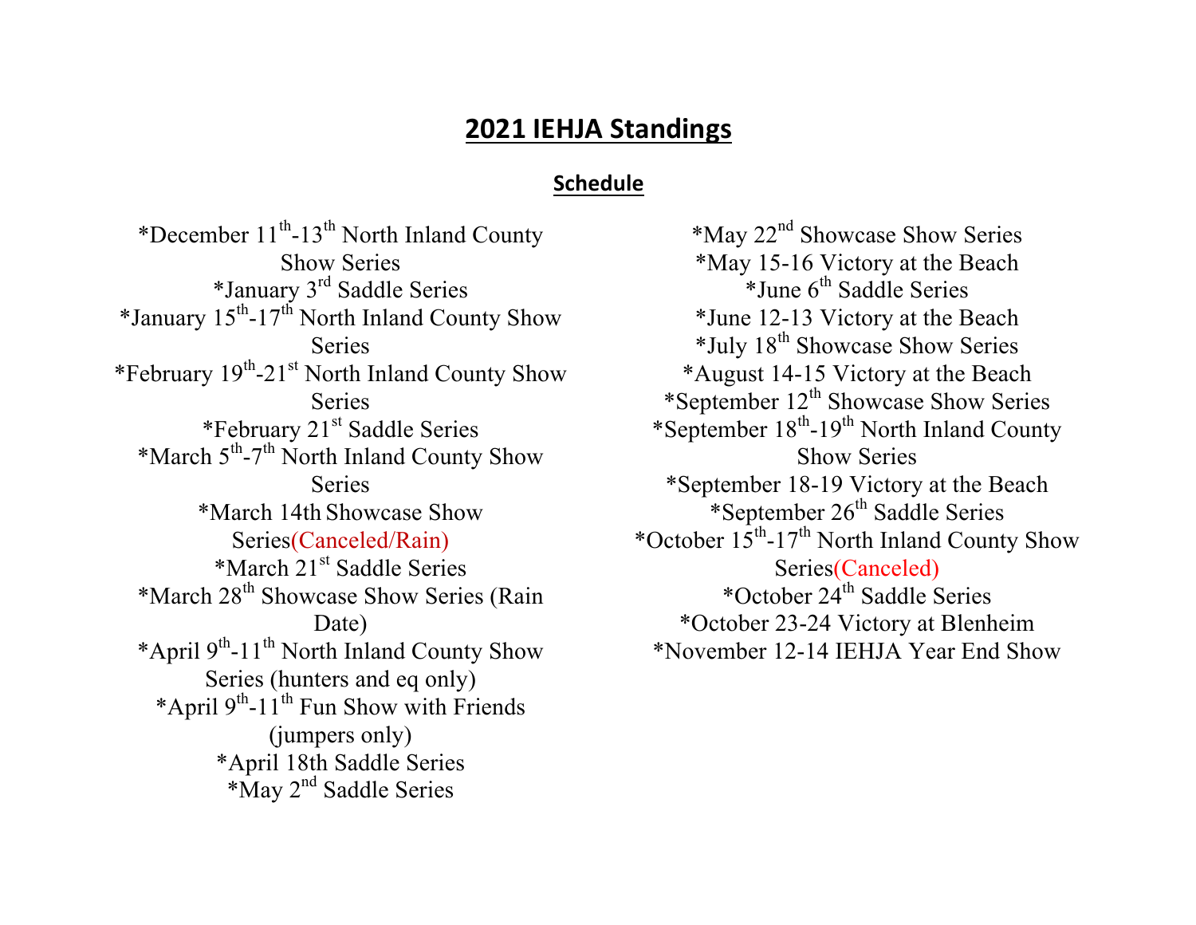# 2021 IEHJA Standings

## Schedule

*December 11th-13th North Inland County Show Series
*January 3rd Saddle Series
*January 15th-17th North Inland County Show Series
*February 19th-21st North Inland County Show Series
*February 21st Saddle Series
*March 5th-7th North Inland County Show Series
*March 14th Showcase Show Series(Canceled/Rain)
*March 21st Saddle Series
*March 28th Showcase Show Series (Rain Date)
*April 9th-11th North Inland County Show Series (hunters and eq only)
*April 9th-11th Fun Show with Friends (jumpers only)
*April 18th Saddle Series
*May 2nd Saddle Series
*May 22nd Showcase Show Series
*May 15-16 Victory at the Beach
*June 6th Saddle Series
*June 12-13 Victory at the Beach
*July 18th Showcase Show Series
*August 14-15 Victory at the Beach
*September 12th Showcase Show Series
*September 18th-19th North Inland County Show Series
*September 18-19 Victory at the Beach
*September 26th Saddle Series
*October 15th-17th North Inland County Show Series(Canceled)
*October 24th Saddle Series
*October 23-24 Victory at Blenheim
*November 12-14 IEHJA Year End Show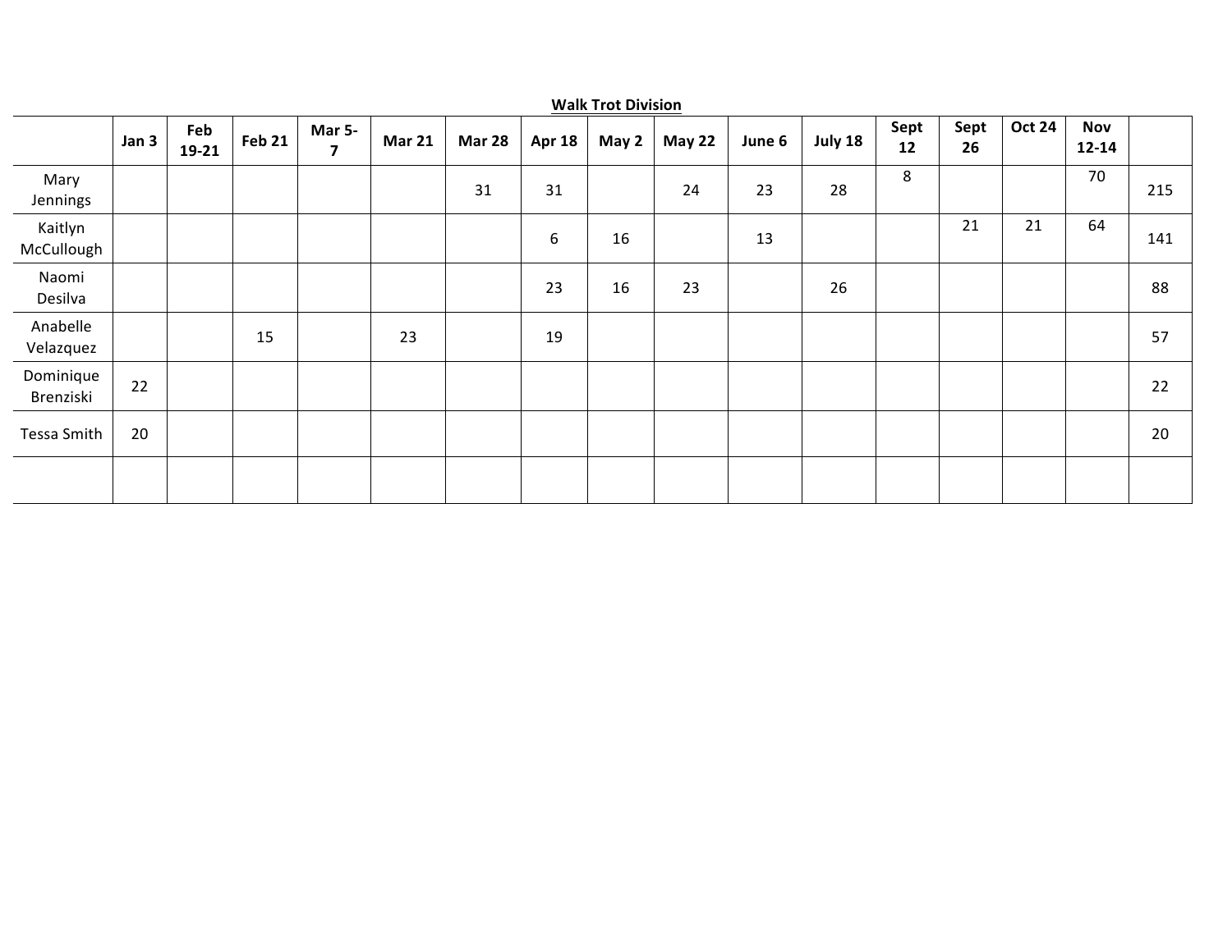**Walk Trot Division**

| | Jan 3 | Feb 19-21 | Feb 21 | Mar 5-7 | Mar 21 | Mar 28 | Apr 18 | May 2 | May 22 | June 6 | July 18 | Sept 12 | Sept 26 | Oct 24 | Nov 12-14 | |
|---|---|---|---|---|---|---|---|---|---|---|---|---|---|---|---|---|
| Mary Jennings | | | | | | 31 | 31 | | 24 | 23 | 28 | 8 | | | 70 | 215 |
| Kaitlyn McCullough | | | | | | | 6 | 16 | | 13 | | | 21 | 21 | 64 | 141 |
| Naomi Desilva | | | | | | | 23 | 16 | 23 | | 26 | | | | | 88 |
| Anabelle Velazquez | | | 15 | | 23 | | 19 | | | | | | | | | 57 |
| Dominique Brenziski | 22 | | | | | | | | | | | | | | | 22 |
| Tessa Smith | 20 | | | | | | | | | | | | | | | 20 |
| | | | | | | | | | | | | | | | | |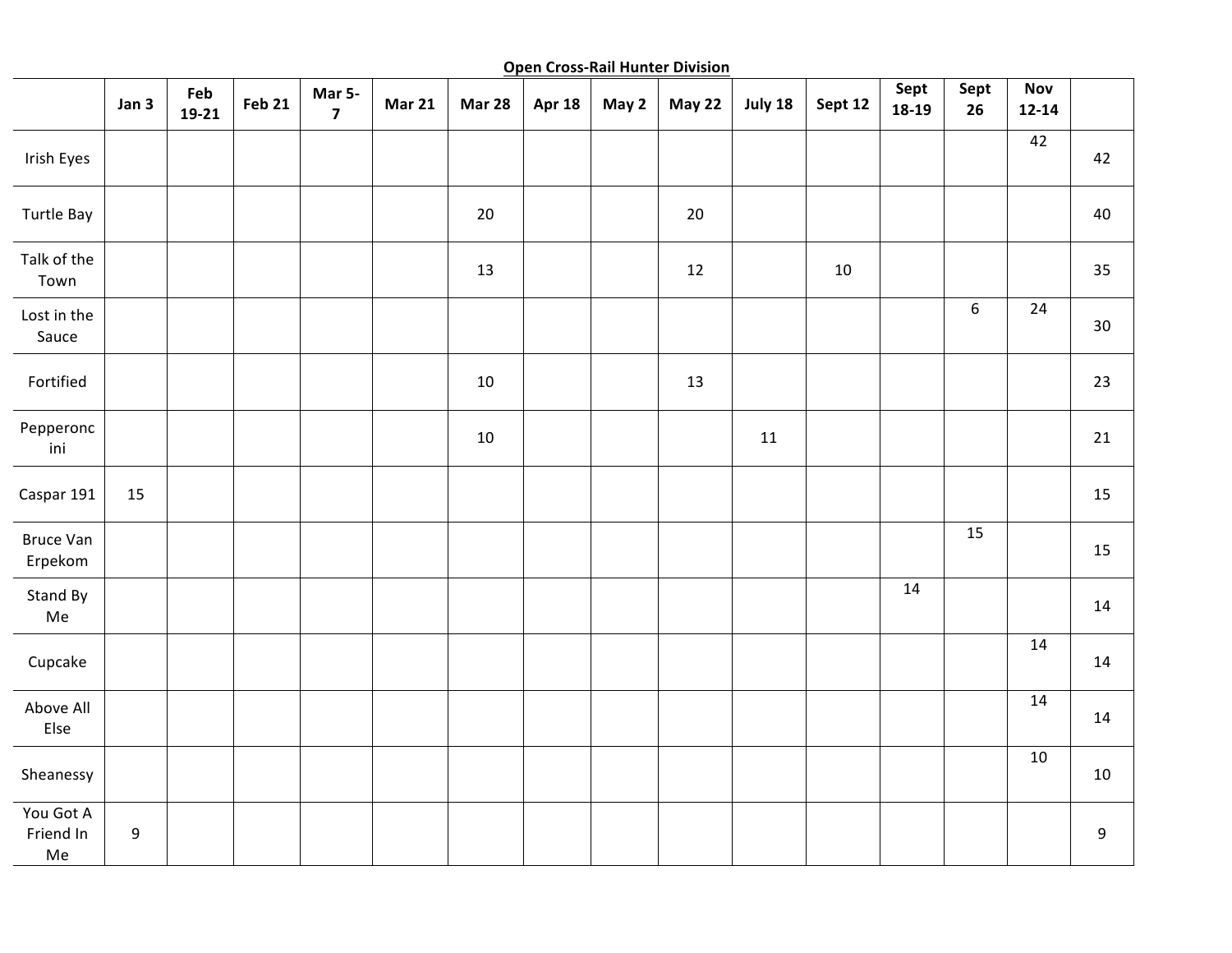## Open Cross-Rail Hunter Division

| | Jan 3 | Feb 19-21 | Feb 21 | Mar 5-7 | Mar 21 | Mar 28 | Apr 18 | May 2 | May 22 | July 18 | Sept 12 | Sept 18-19 | Sept 26 | Nov 12-14 | |
|---|---|---|---|---|---|---|---|---|---|---|---|---|---|---|---|
| Irish Eyes | | | | | | | | | | | | | | 42 | 42 |
| Turtle Bay | | | | | | 20 | | | 20 | | | | | | 40 |
| Talk of the Town | | | | | | 13 | | | 12 | | 10 | | | | 35 |
| Lost in the Sauce | | | | | | | | | | | | | 6 | 24 | 30 |
| Fortified | | | | | | 10 | | | 13 | | | | | | 23 |
| Pepperoncini | | | | | | 10 | | | | 11 | | | | | 21 |
| Caspar 191 | 15 | | | | | | | | | | | | | | 15 |
| Bruce Van Erpekom | | | | | | | | | | | | | 15 | | 15 |
| Stand By Me | | | | | | | | | | | | 14 | | | 14 |
| Cupcake | | | | | | | | | | | | | | 14 | 14 |
| Above All Else | | | | | | | | | | | | | | 14 | 14 |
| Sheanessy | | | | | | | | | | | | | | 10 | 10 |
| You Got A Friend In Me | 9 | | | | | | | | | | | | | | 9 |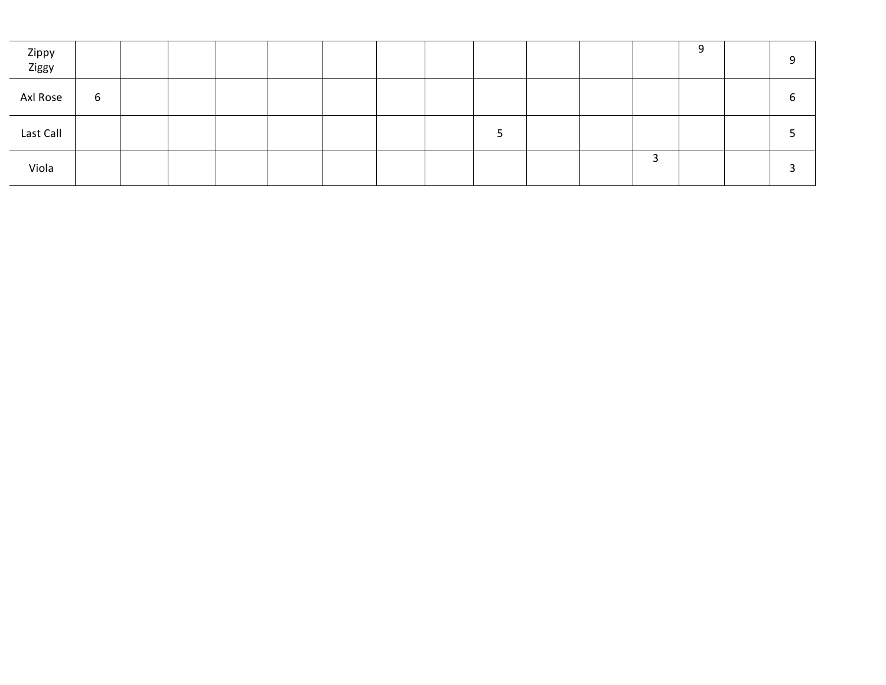| | | | | | | | | | | | | | | | |
|---|---|---|---|---|---|---|---|---|---|---|---|---|---|---|---|
| Zippy Ziggy | | | | | | | | | | | | | 9 | | 9 |
| Axl Rose | 6 | | | | | | | | | | | | | | 6 |
| Last Call | | | | | | | | | 5 | | | | | | 5 |
| Viola | | | | | | | | | | | | 3 | | | 3 |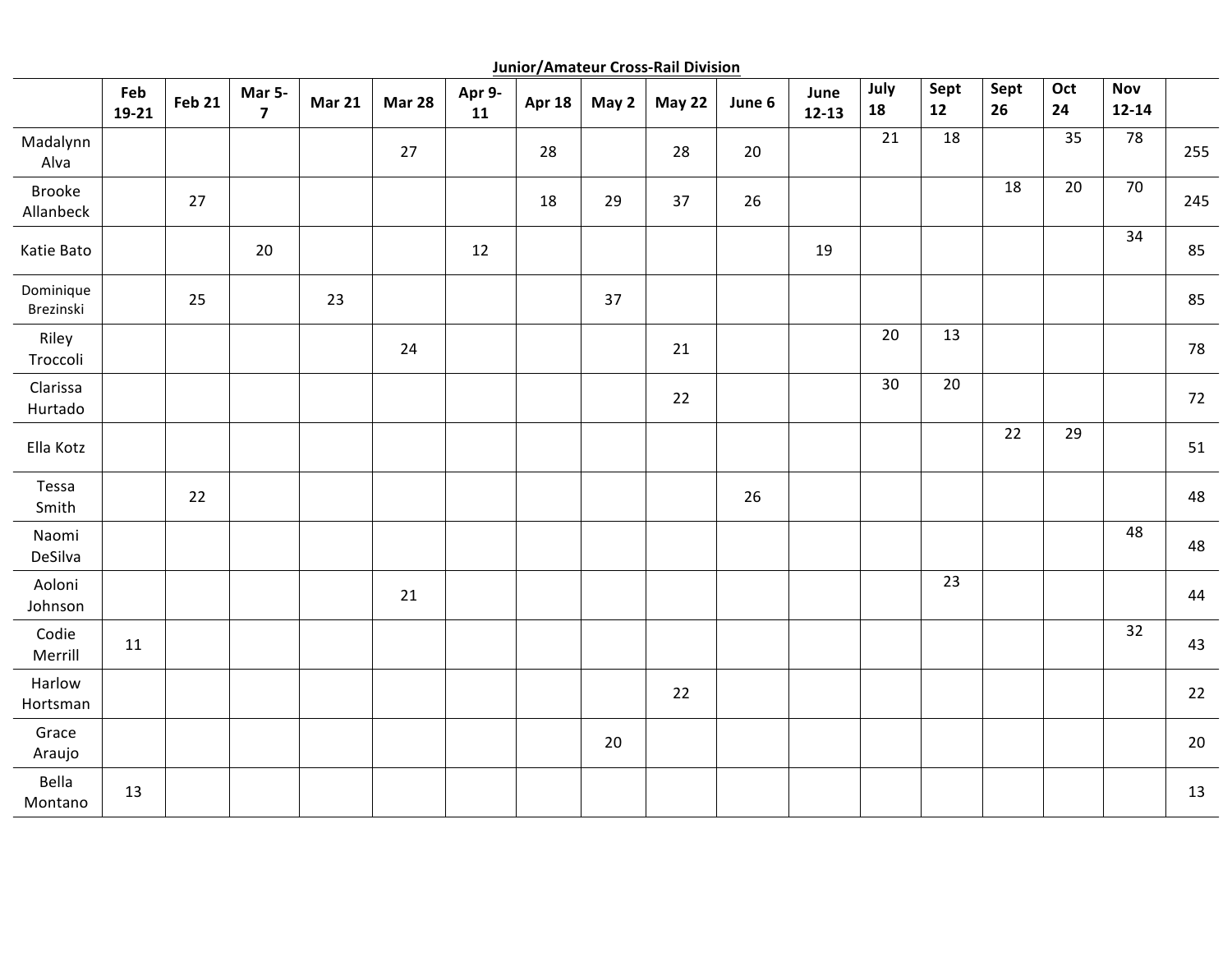**Junior/Amateur Cross-Rail Division**

| | Feb 19-21 | Feb 21 | Mar 5-7 | Mar 21 | Mar 28 | Apr 9-11 | Apr 18 | May 2 | May 22 | June 6 | June 12-13 | July 18 | Sept 12 | Sept 26 | Oct 24 | Nov 12-14 | |
|---|---|---|---|---|---|---|---|---|---|---|---|---|---|---|---|---|---|
| Madalynn Alva | | | | | 27 | | 28 | | 28 | 20 | | 21 | 18 | | 35 | 78 | 255 |
| Brooke Allanbeck | | 27 | | | | | 18 | 29 | 37 | 26 | | | | 18 | 20 | 70 | 245 |
| Katie Bato | | | 20 | | | 12 | | | | | 19 | | | | | 34 | 85 |
| Dominique Brezinski | | 25 | | 23 | | | | 37 | | | | | | | | | 85 |
| Riley Troccoli | | | | | 24 | | | | 21 | | | 20 | 13 | | | | 78 |
| Clarissa Hurtado | | | | | | | | | 22 | | | 30 | 20 | | | | 72 |
| Ella Kotz | | | | | | | | | | | | | | 22 | 29 | | 51 |
| Tessa Smith | | 22 | | | | | | | | 26 | | | | | | | 48 |
| Naomi DeSilva | | | | | | | | | | | | | | | | 48 | 48 |
| Aoloni Johnson | | | | | 21 | | | | | | | | 23 | | | | 44 |
| Codie Merrill | 11 | | | | | | | | | | | | | | | 32 | 43 |
| Harlow Hortsman | | | | | | | | | 22 | | | | | | | | 22 |
| Grace Araujo | | | | | | | | 20 | | | | | | | | | 20 |
| Bella Montano | 13 | | | | | | | | | | | | | | | | 13 |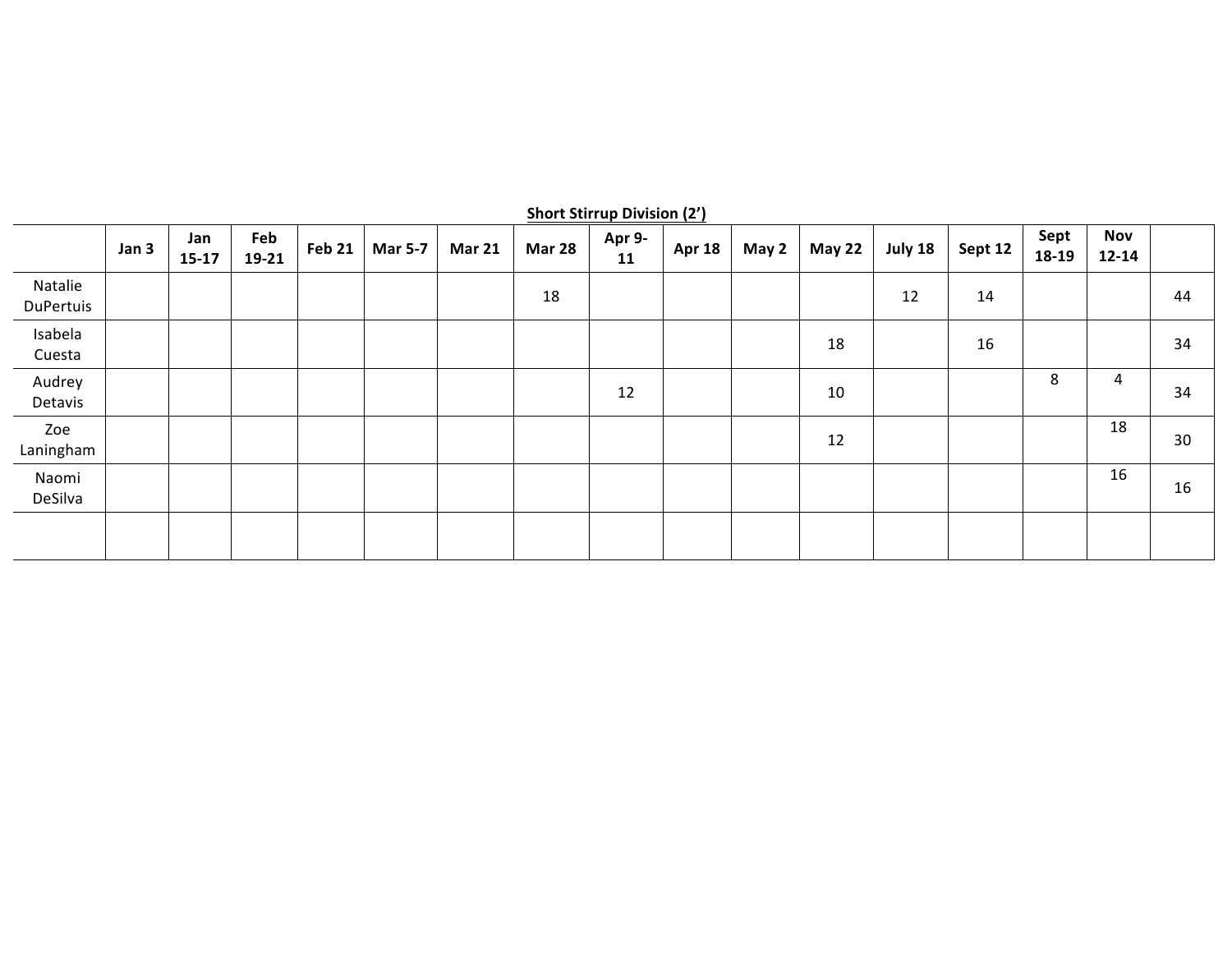**Short Stirrup Division (2')**

| | Jan 3 | Jan 15-17 | Feb 19-21 | Feb 21 | Mar 5-7 | Mar 21 | Mar 28 | Apr 9-11 | Apr 18 | May 2 | May 22 | July 18 | Sept 12 | Sept 18-19 | Nov 12-14 | |
|---|---|---|---|---|---|---|---|---|---|---|---|---|---|---|---|---|
| Natalie DuPertuis | | | | | | | 18 | | | | | 12 | 14 | | | 44 |
| Isabela Cuesta | | | | | | | | | | | 18 | | 16 | | | 34 |
| Audrey Detavis | | | | | | | | 12 | | | 10 | | | 8 | 4 | 34 |
| Zoe Laningham | | | | | | | | | | | 12 | | | | 18 | 30 |
| Naomi DeSilva | | | | | | | | | | | | | | | 16 | 16 |
| | | | | | | | | | | | | | | | | |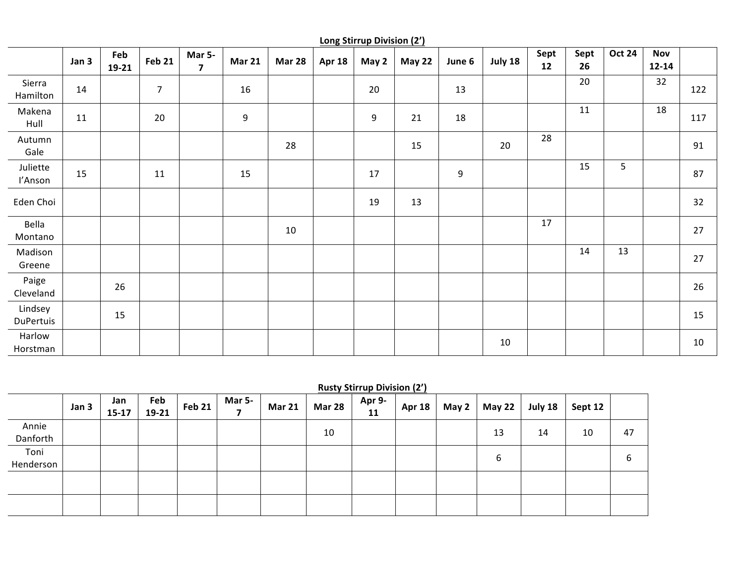**Long Stirrup Division (2')**

| | Jan 3 | Feb 19-21 | Feb 21 | Mar 5-7 | Mar 21 | Mar 28 | Apr 18 | May 2 | May 22 | June 6 | July 18 | Sept 12 | Sept 26 | Oct 24 | Nov 12-14 | |
|---|---|---|---|---|---|---|---|---|---|---|---|---|---|---|---|---|
| Sierra Hamilton | 14 | | 7 | | 16 | | | 20 | | 13 | | | 20 | | 32 | 122 |
| Makena Hull | 11 | | 20 | | 9 | | | 9 | 21 | 18 | | | 11 | | 18 | 117 |
| Autumn Gale | | | | | | 28 | | | 15 | | 20 | 28 | | | | 91 |
| Juliette I'Anson | 15 | | 11 | | 15 | | | 17 | | 9 | | | 15 | 5 | | 87 |
| Eden Choi | | | | | | | | 19 | 13 | | | | | | | 32 |
| Bella Montano | | | | | | 10 | | | | | | 17 | | | | 27 |
| Madison Greene | | | | | | | | | | | | | 14 | 13 | | 27 |
| Paige Cleveland | | 26 | | | | | | | | | | | | | | 26 |
| Lindsey DuPertuis | | 15 | | | | | | | | | | | | | | 15 |
| Harlow Horstman | | | | | | | | | | | 10 | | | | | 10 |

**Rusty Stirrup Division (2')**

| | Jan 3 | Jan 15-17 | Feb 19-21 | Feb 21 | Mar 5-7 | Mar 21 | Mar 28 | Apr 9-11 | Apr 18 | May 2 | May 22 | July 18 | Sept 12 | |
|---|---|---|---|---|---|---|---|---|---|---|---|---|---|---|
| Annie Danforth | | | | | | | 10 | | | | 13 | 14 | 10 | 47 |
| Toni Henderson | | | | | | | | | | | 6 | | | 6 |
| | | | | | | | | | | | | | | |
| | | | | | | | | | | | | | | |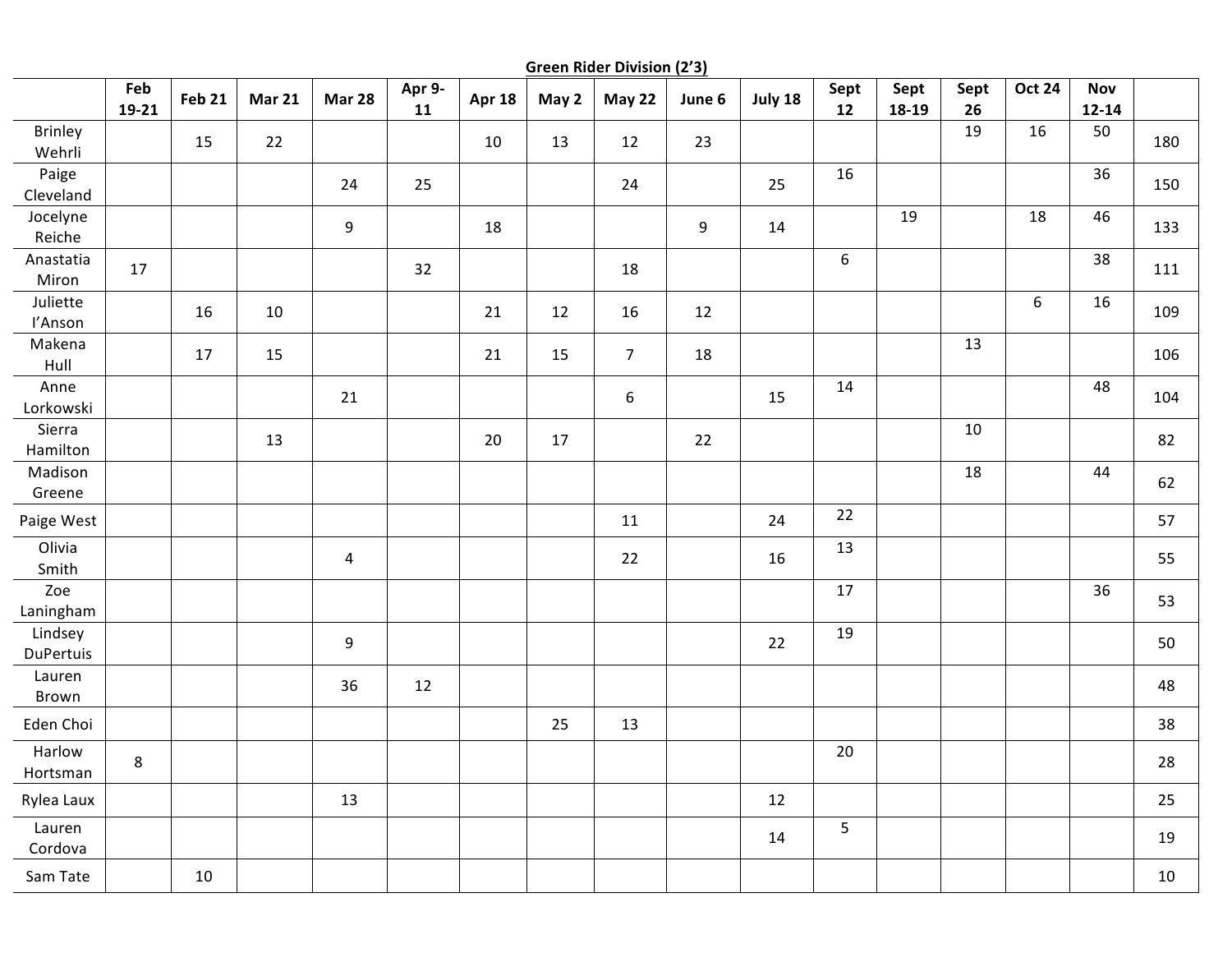**Green Rider Division (2'3)**

| | Feb 19-21 | Feb 21 | Mar 21 | Mar 28 | Apr 9-11 | Apr 18 | May 2 | May 22 | June 6 | July 18 | Sept 12 | Sept 18-19 | Sept 26 | Oct 24 | Nov 12-14 | |
|---|---|---|---|---|---|---|---|---|---|---|---|---|---|---|---|---|
| Brinley Wehrli | | 15 | 22 | | | 10 | 13 | 12 | 23 | | | | 19 | 16 | 50 | 180 |
| Paige Cleveland | | | | 24 | 25 | | | 24 | | 25 | 16 | | | | 36 | 150 |
| Jocelyne Reiche | | | | 9 | | 18 | | | 9 | 14 | | 19 | | 18 | 46 | 133 |
| Anastatia Miron | 17 | | | | 32 | | | 18 | | | 6 | | | | 38 | 111 |
| Juliette I'Anson | | 16 | 10 | | | 21 | 12 | 16 | 12 | | | | | 6 | 16 | 109 |
| Makena Hull | | 17 | 15 | | | 21 | 15 | 7 | 18 | | | | 13 | | | 106 |
| Anne Lorkowski | | | | 21 | | | | 6 | | 15 | 14 | | | | 48 | 104 |
| Sierra Hamilton | | | 13 | | | 20 | 17 | | 22 | | | | 10 | | | 82 |
| Madison Greene | | | | | | | | | | | | | 18 | | 44 | 62 |
| Paige West | | | | | | | | 11 | | 24 | 22 | | | | | 57 |
| Olivia Smith | | | | 4 | | | | 22 | | 16 | 13 | | | | | 55 |
| Zoe Laningham | | | | | | | | | | | 17 | | | | 36 | 53 |
| Lindsey DuPertuis | | | | 9 | | | | | | 22 | 19 | | | | | 50 |
| Lauren Brown | | | | 36 | 12 | | | | | | | | | | | 48 |
| Eden Choi | | | | | | | 25 | 13 | | | | | | | | 38 |
| Harlow Hortsman | 8 | | | | | | | | | | 20 | | | | | 28 |
| Rylea Laux | | | | 13 | | | | | | 12 | | | | | | 25 |
| Lauren Cordova | | | | | | | | | | 14 | 5 | | | | | 19 |
| Sam Tate | | 10 | | | | | | | | | | | | | | 10 |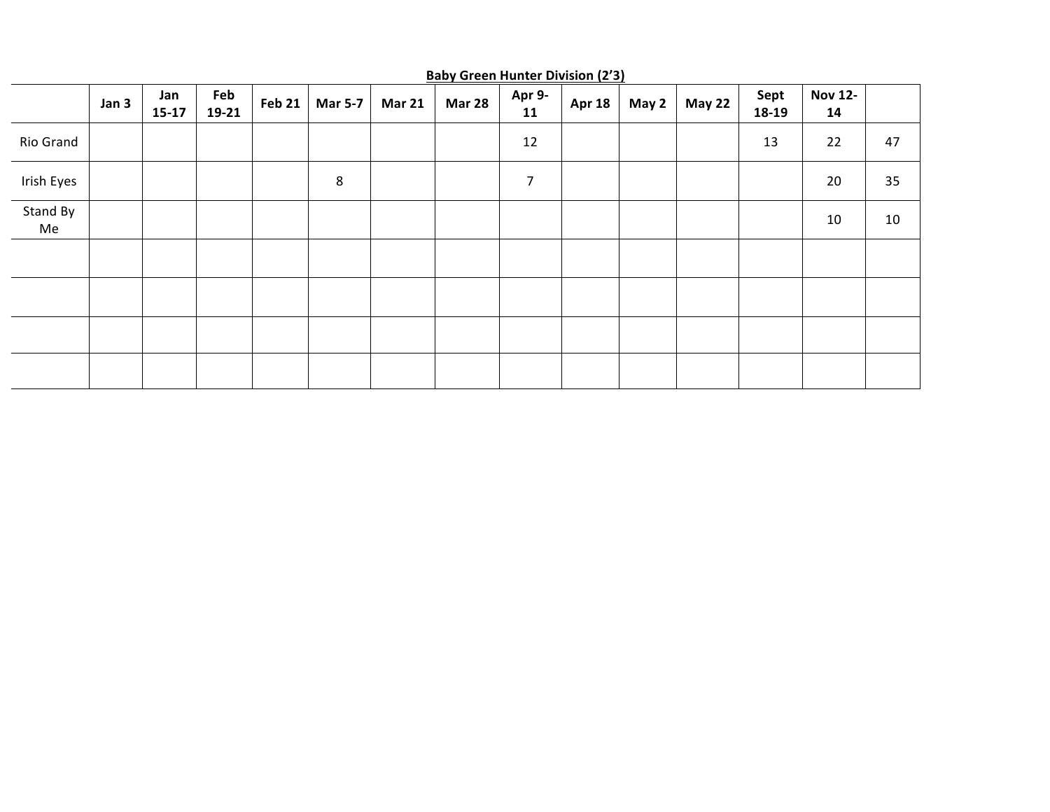**Baby Green Hunter Division (2'3)**

| | Jan 3 | Jan 15-17 | Feb 19-21 | Feb 21 | Mar 5-7 | Mar 21 | Mar 28 | Apr 9-11 | Apr 18 | May 2 | May 22 | Sept 18-19 | Nov 12-14 | |
|---|---|---|---|---|---|---|---|---|---|---|---|---|---|---|
| Rio Grand | | | | | | | | 12 | | | | 13 | 22 | 47 |
| Irish Eyes | | | | | 8 | | | 7 | | | | | 20 | 35 |
| Stand By Me | | | | | | | | | | | | | 10 | 10 |
| | | | | | | | | | | | | | | |
| | | | | | | | | | | | | | | |
| | | | | | | | | | | | | | | |
| | | | | | | | | | | | | | | |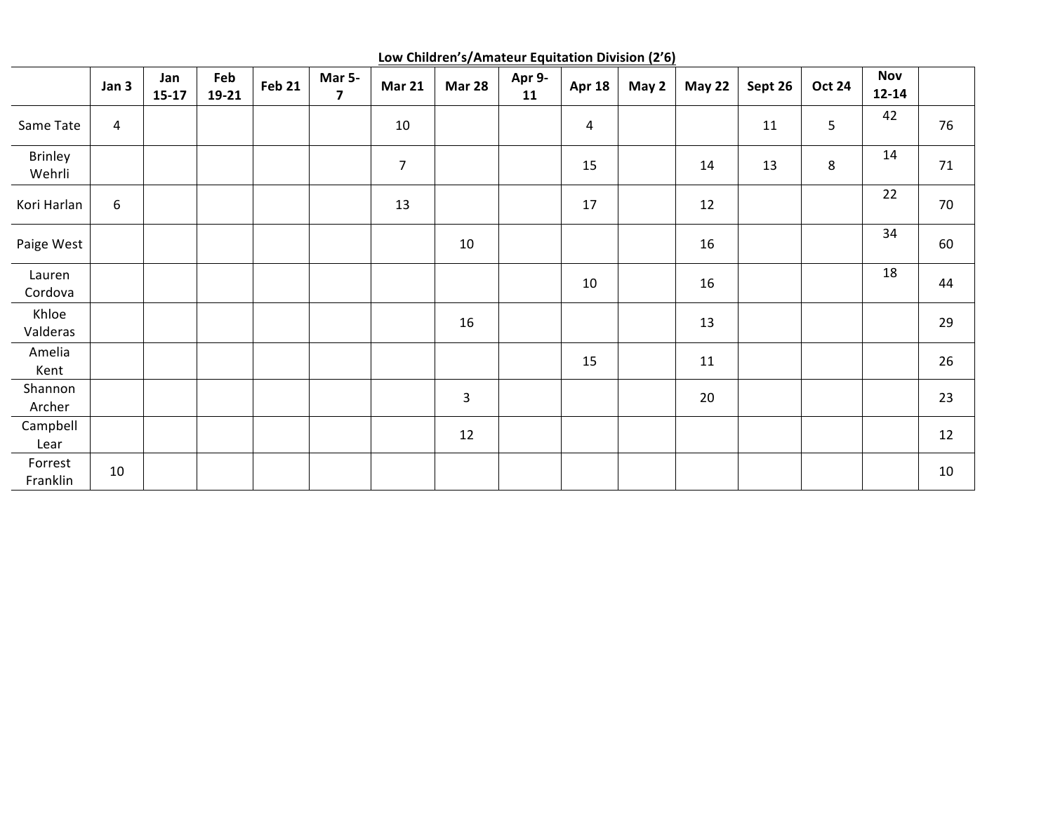**Low Children's/Amateur Equitation Division (2'6)**

| | Jan 3 | Jan 15-17 | Feb 19-21 | Feb 21 | Mar 5-7 | Mar 21 | Mar 28 | Apr 9-11 | Apr 18 | May 2 | May 22 | Sept 26 | Oct 24 | Nov 12-14 | |
|---|---|---|---|---|---|---|---|---|---|---|---|---|---|---|---|
| Same Tate | 4 | | | | | 10 | | | 4 | | | 11 | 5 | 42 | 76 |
| Brinley Wehrli | | | | | | 7 | | | 15 | | 14 | 13 | 8 | 14 | 71 |
| Kori Harlan | 6 | | | | | 13 | | | 17 | | 12 | | | 22 | 70 |
| Paige West | | | | | | | 10 | | | | 16 | | | 34 | 60 |
| Lauren Cordova | | | | | | | | | 10 | | 16 | | | 18 | 44 |
| Khloe Valderas | | | | | | | 16 | | | | 13 | | | | 29 |
| Amelia Kent | | | | | | | | | 15 | | 11 | | | | 26 |
| Shannon Archer | | | | | | | 3 | | | | 20 | | | | 23 |
| Campbell Lear | | | | | | | 12 | | | | | | | | 12 |
| Forrest Franklin | 10 | | | | | | | | | | | | | | 10 |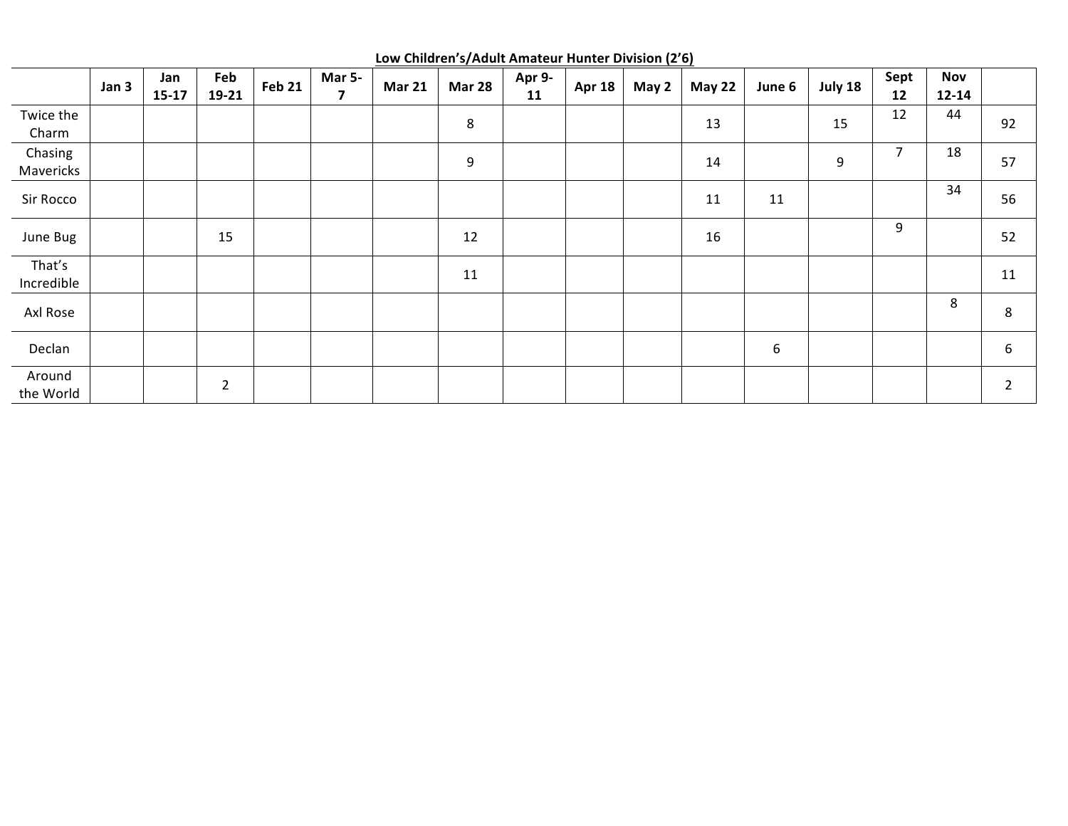**Low Children's/Adult Amateur Hunter Division (2'6)**

| | Jan 3 | Jan 15-17 | Feb 19-21 | Feb 21 | Mar 5-7 | Mar 21 | Mar 28 | Apr 9-11 | Apr 18 | May 2 | May 22 | June 6 | July 18 | Sept 12 | Nov 12-14 | |
|---|---|---|---|---|---|---|---|---|---|---|---|---|---|---|---|---|
| Twice the Charm | | | | | | | 8 | | | | 13 | | 15 | 12 | 44 | 92 |
| Chasing Mavericks | | | | | | | 9 | | | | 14 | | 9 | 7 | 18 | 57 |
| Sir Rocco | | | | | | | | | | | 11 | 11 | | | 34 | 56 |
| June Bug | | | 15 | | | | 12 | | | | 16 | | | 9 | | 52 |
| That's Incredible | | | | | | | 11 | | | | | | | | | 11 |
| Axl Rose | | | | | | | | | | | | | | | 8 | 8 |
| Declan | | | | | | | | | | | | 6 | | | | 6 |
| Around the World | | | 2 | | | | | | | | | | | | | 2 |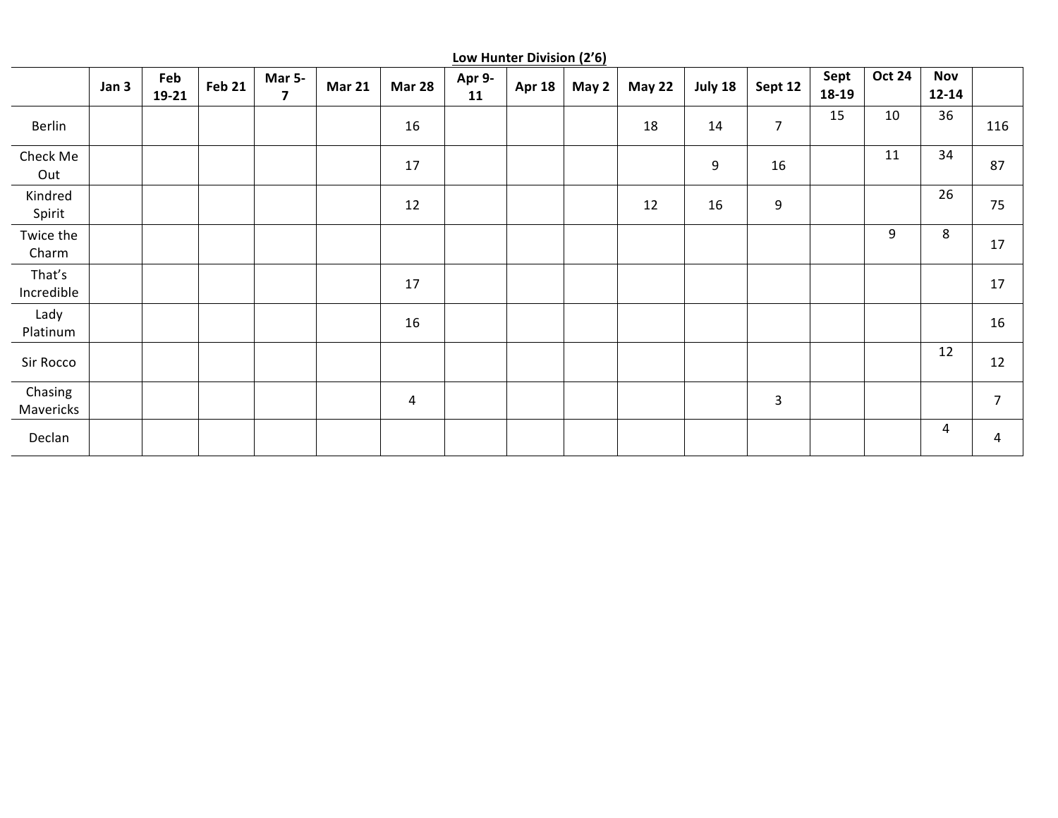**Low Hunter Division (2’6)**

| | Jan 3 | Feb 19-21 | Feb 21 | Mar 5-7 | Mar 21 | Mar 28 | Apr 9-11 | Apr 18 | May 2 | May 22 | July 18 | Sept 12 | Sept 18-19 | Oct 24 | Nov 12-14 | |
|---|---|---|---|---|---|---|---|---|---|---|---|---|---|---|---|---|
| Berlin | | | | | | 16 | | | | 18 | 14 | 7 | 15 | 10 | 36 | 116 |
| Check Me Out | | | | | | 17 | | | | | 9 | 16 | | 11 | 34 | 87 |
| Kindred Spirit | | | | | | 12 | | | | 12 | 16 | 9 | | | 26 | 75 |
| Twice the Charm | | | | | | | | | | | | | | 9 | 8 | 17 |
| That’s Incredible | | | | | | 17 | | | | | | | | | | 17 |
| Lady Platinum | | | | | | 16 | | | | | | | | | | 16 |
| Sir Rocco | | | | | | | | | | | | | | | 12 | 12 |
| Chasing Mavericks | | | | | | 4 | | | | | | 3 | | | | 7 |
| Declan | | | | | | | | | | | | | | | 4 | 4 |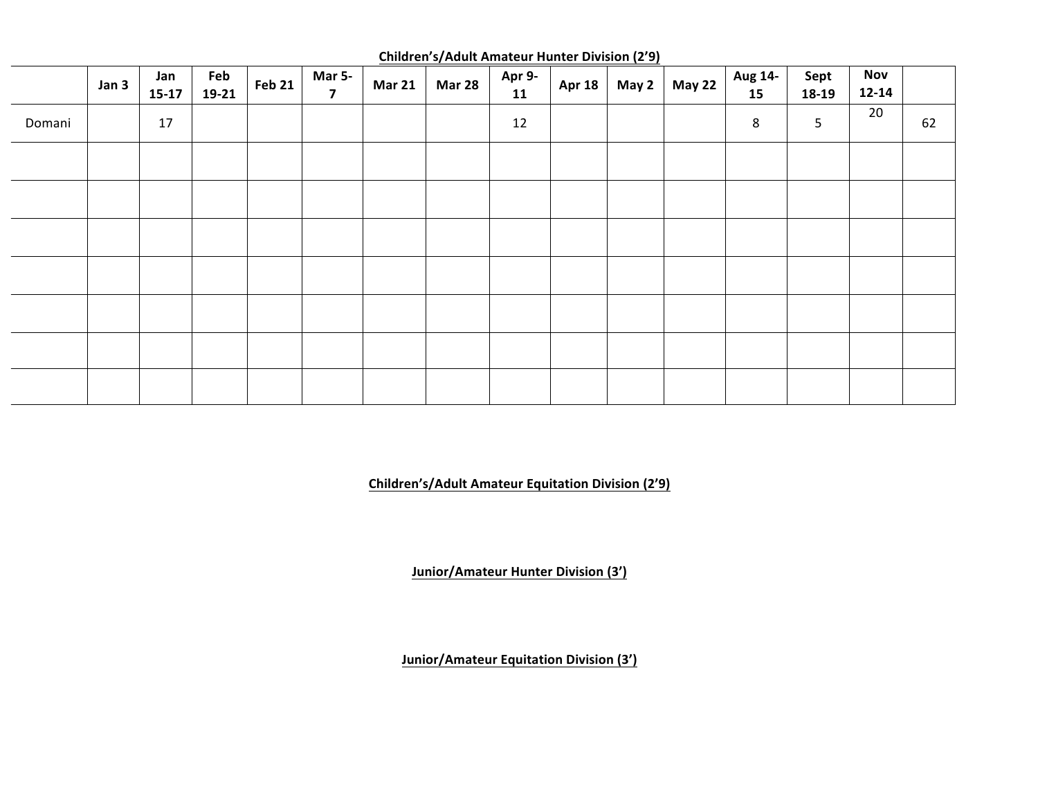**Children's/Adult Amateur Hunter Division (2'9)**

| | Jan 3 | Jan 15-17 | Feb 19-21 | Feb 21 | Mar 5-7 | Mar 21 | Mar 28 | Apr 9-11 | Apr 18 | May 2 | May 22 | Aug 14-15 | Sept 18-19 | Nov 12-14 | |
|---|---|---|---|---|---|---|---|---|---|---|---|---|---|---|---|
| Domani | | 17 | | | | | | 12 | | | | 8 | 5 | 20 | 62 |
| | | | | | | | | | | | | | | | |
| | | | | | | | | | | | | | | | |
| | | | | | | | | | | | | | | | |
| | | | | | | | | | | | | | | | |
| | | | | | | | | | | | | | | | |
| | | | | | | | | | | | | | | | |
| | | | | | | | | | | | | | | | |

**Children's/Adult Amateur Equitation Division (2'9)**

**Junior/Amateur Hunter Division (3')**

**Junior/Amateur Equitation Division (3')**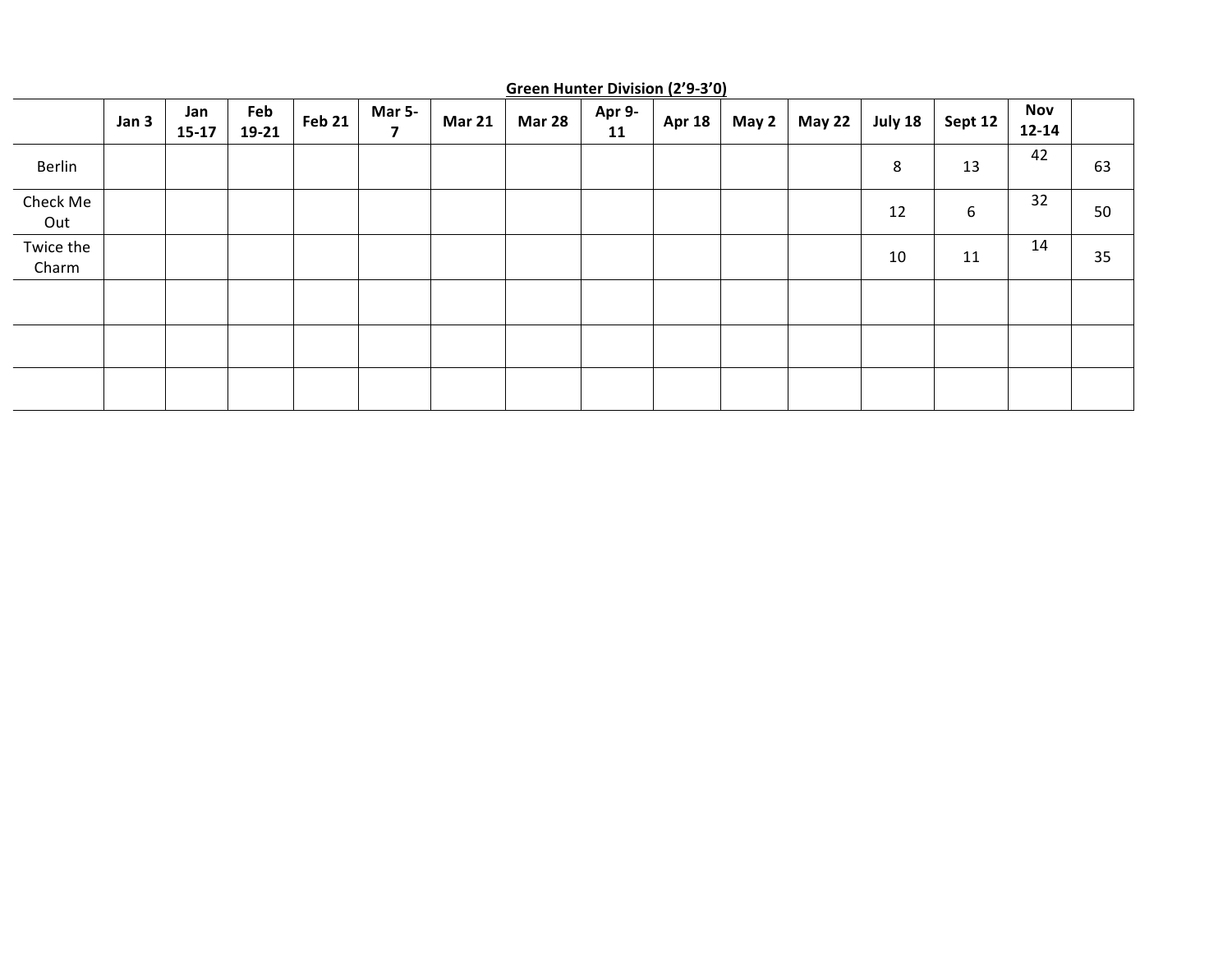**Green Hunter Division (2'9-3'0)**

| | Jan 3 | Jan 15-17 | Feb 19-21 | Feb 21 | Mar 5-7 | Mar 21 | Mar 28 | Apr 9-11 | Apr 18 | May 2 | May 22 | July 18 | Sept 12 | Nov 12-14 | |
|---|---|---|---|---|---|---|---|---|---|---|---|---|---|---|---|
| Berlin | | | | | | | | | | | | 8 | 13 | 42 | 63 |
| Check Me Out | | | | | | | | | | | | 12 | 6 | 32 | 50 |
| Twice the Charm | | | | | | | | | | | | 10 | 11 | 14 | 35 |
| | | | | | | | | | | | | | | | |
| | | | | | | | | | | | | | | | |
| | | | | | | | | | | | | | | | |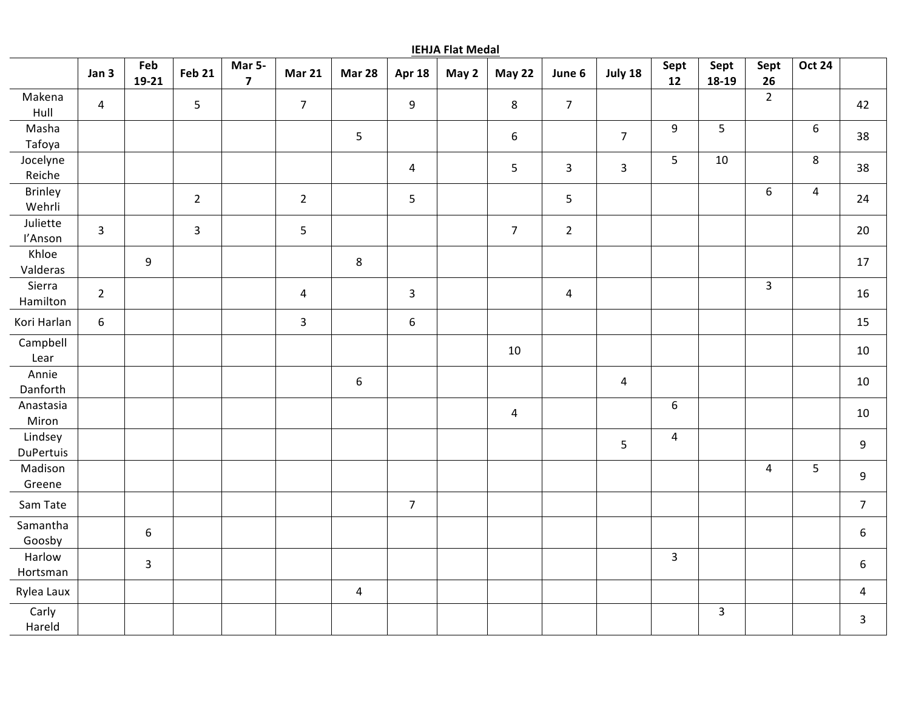**IEHJA Flat Medal**

| | Jan 3 | Feb 19-21 | Feb 21 | Mar 5-7 | Mar 21 | Mar 28 | Apr 18 | May 2 | May 22 | June 6 | July 18 | Sept 12 | Sept 18-19 | Sept 26 | Oct 24 | |
|---|---|---|---|---|---|---|---|---|---|---|---|---|---|---|---|---|
| Makena Hull | 4 | | 5 | | 7 | | 9 | | 8 | 7 | | | | 2 | | 42 |
| Masha Tafoya | | | | | | 5 | | | 6 | | 7 | 9 | 5 | | 6 | 38 |
| Jocelyne Reiche | | | | | | | 4 | | 5 | 3 | 3 | 5 | 10 | | 8 | 38 |
| Brinley Wehrli | | | 2 | | 2 | | 5 | | | 5 | | | | 6 | 4 | 24 |
| Juliette I'Anson | 3 | | 3 | | 5 | | | | 7 | 2 | | | | | | 20 |
| Khloe Valderas | | 9 | | | | 8 | | | | | | | | | | 17 |
| Sierra Hamilton | 2 | | | | 4 | | 3 | | | 4 | | | | 3 | | 16 |
| Kori Harlan | 6 | | | | 3 | | 6 | | | | | | | | | 15 |
| Campbell Lear | | | | | | | | | 10 | | | | | | | 10 |
| Annie Danforth | | | | | | 6 | | | | | 4 | | | | | 10 |
| Anastasia Miron | | | | | | | | | 4 | | | 6 | | | | 10 |
| Lindsey DuPertuis | | | | | | | | | | | 5 | 4 | | | | 9 |
| Madison Greene | | | | | | | | | | | | | | 4 | 5 | 9 |
| Sam Tate | | | | | | | 7 | | | | | | | | | 7 |
| Samantha Goosby | | 6 | | | | | | | | | | | | | | 6 |
| Harlow Hortsman | | 3 | | | | | | | | | | 3 | | | | 6 |
| Rylea Laux | | | | | | 4 | | | | | | | | | | 4 |
| Carly Hareld | | | | | | | | | | | | | 3 | | | 3 |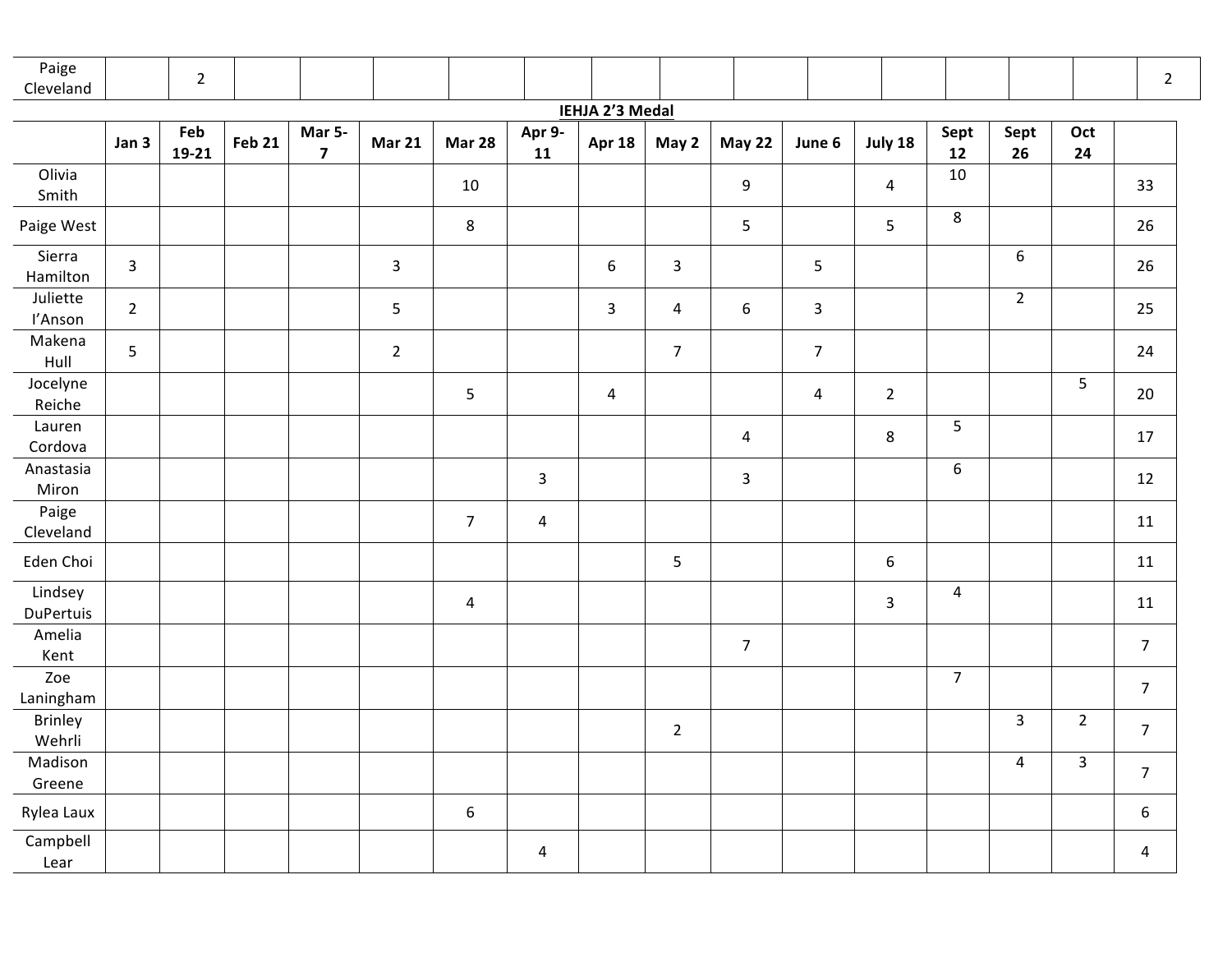| Paige Cleveland | | 2 | | | | | | | | | | | | | | 2 |
|---|---|---|---|---|---|---|---|---|---|---|---|---|---|---|---|---|

**IEHJA 2'3 Medal**

| | Jan 3 | Feb 19-21 | Feb 21 | Mar 5-7 | Mar 21 | Mar 28 | Apr 9-11 | Apr 18 | May 2 | May 22 | June 6 | July 18 | Sept 12 | Sept 26 | Oct 24 | |
|---|---|---|---|---|---|---|---|---|---|---|---|---|---|---|---|---|
| Olivia Smith | | | | | | 10 | | | | 9 | | 4 | 10 | | | 33 |
| Paige West | | | | | | 8 | | | | 5 | | 5 | 8 | | | 26 |
| Sierra Hamilton | 3 | | | | 3 | | | 6 | 3 | | 5 | | | 6 | | 26 |
| Juliette I'Anson | 2 | | | | 5 | | | 3 | 4 | 6 | 3 | | | 2 | | 25 |
| Makena Hull | 5 | | | | 2 | | | | 7 | | 7 | | | | | 24 |
| Jocelyne Reiche | | | | | | 5 | | 4 | | | 4 | 2 | | | 5 | 20 |
| Lauren Cordova | | | | | | | | | | 4 | | 8 | 5 | | | 17 |
| Anastasia Miron | | | | | | | 3 | | | 3 | | | 6 | | | 12 |
| Paige Cleveland | | | | | | 7 | 4 | | | | | | | | | 11 |
| Eden Choi | | | | | | | | | 5 | | | 6 | | | | 11 |
| Lindsey DuPertuis | | | | | | 4 | | | | | | 3 | 4 | | | 11 |
| Amelia Kent | | | | | | | | | | 7 | | | | | | 7 |
| Zoe Laningham | | | | | | | | | | | | | 7 | | | 7 |
| Brinley Wehrli | | | | | | | | | 2 | | | | | 3 | 2 | 7 |
| Madison Greene | | | | | | | | | | | | | | 4 | 3 | 7 |
| Rylea Laux | | | | | | 6 | | | | | | | | | | 6 |
| Campbell Lear | | | | | | | 4 | | | | | | | | | 4 |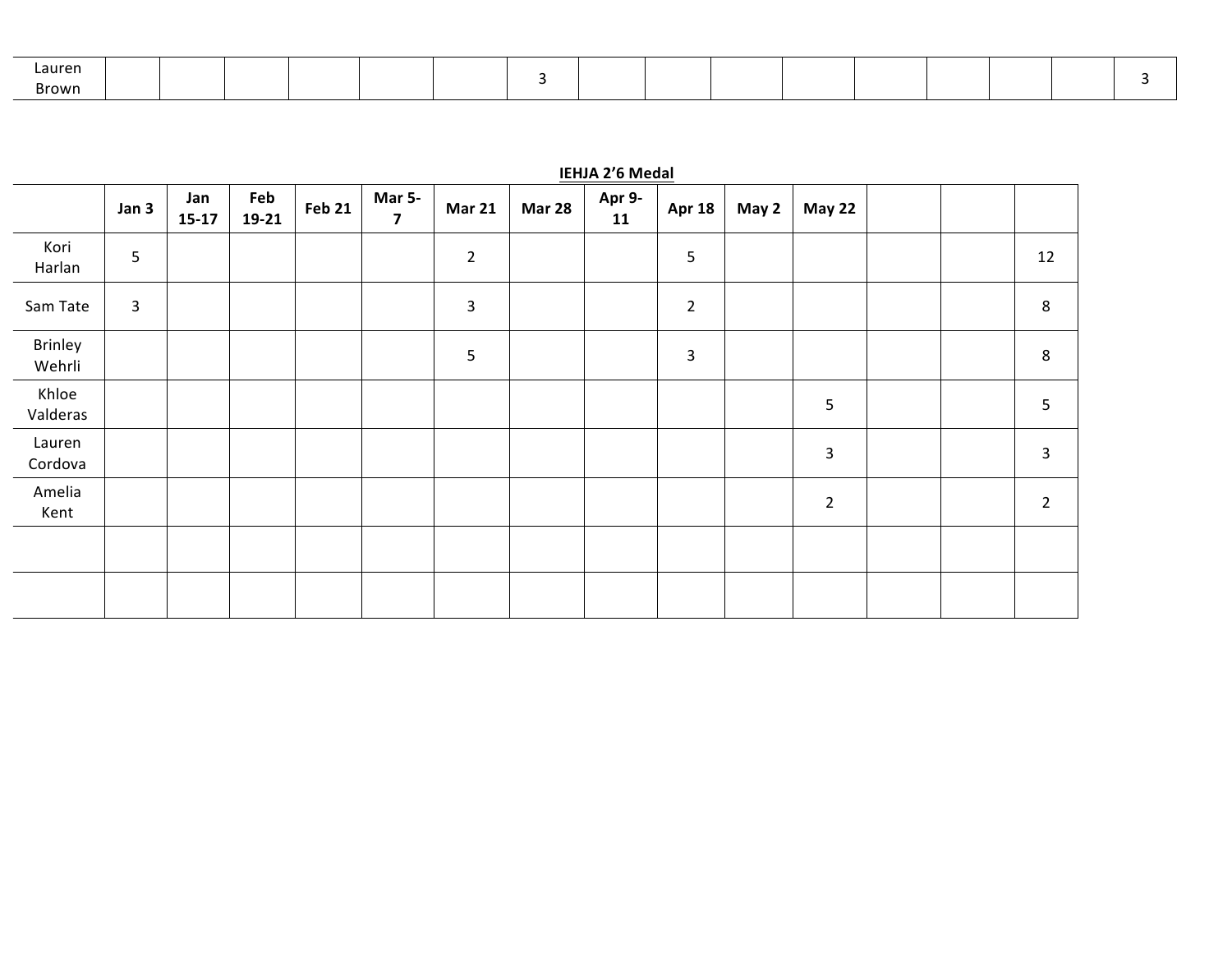| | | | | | | | | | | | | | | | | |
|---|---|---|---|---|---|---|---|---|---|---|---|---|---|---|---|---|
| Lauren Brown | | | | | | | 3 | | | | | | | | | 3 |

**IEHJA 2'6 Medal**

| | Jan 3 | Jan 15-17 | Feb 19-21 | Feb 21 | Mar 5-7 | Mar 21 | Mar 28 | Apr 9-11 | Apr 18 | May 2 | May 22 | | | |
|---|---|---|---|---|---|---|---|---|---|---|---|---|---|---|
| Kori Harlan | 5 | | | | | 2 | | | 5 | | | | | 12 |
| Sam Tate | 3 | | | | | 3 | | | 2 | | | | | 8 |
| Brinley Wehrli | | | | | | 5 | | | 3 | | | | | 8 |
| Khloe Valderas | | | | | | | | | | | 5 | | | 5 |
| Lauren Cordova | | | | | | | | | | | 3 | | | 3 |
| Amelia Kent | | | | | | | | | | | 2 | | | 2 |
| | | | | | | | | | | | | | | |
| | | | | | | | | | | | | | | |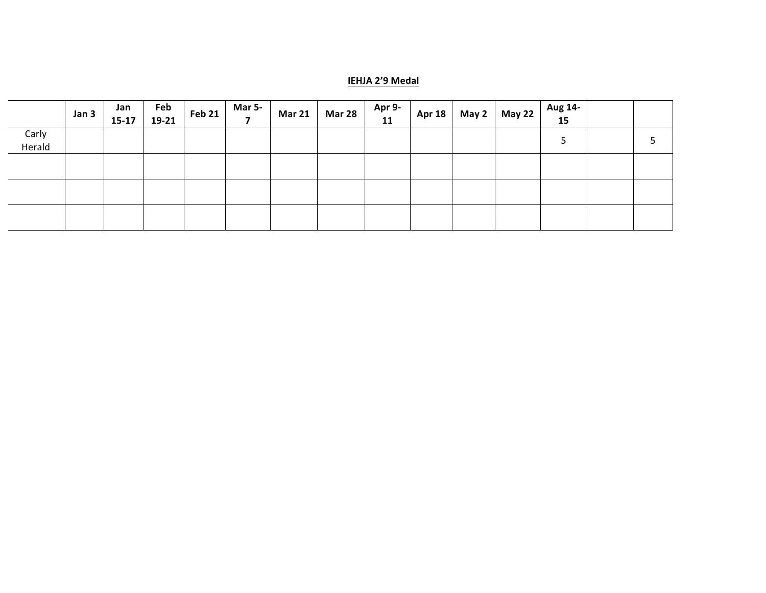**IEHJA 2'9 Medal**

| | Jan 3 | Jan 15-17 | Feb 19-21 | Feb 21 | Mar 5-7 | Mar 21 | Mar 28 | Apr 9-11 | Apr 18 | May 2 | May 22 | Aug 14-15 | | |
|---|---|---|---|---|---|---|---|---|---|---|---|---|---|---|
| Carly Herald | | | | | | | | | | | | 5 | | 5 |
| | | | | | | | | | | | | | | |
| | | | | | | | | | | | | | | |
| | | | | | | | | | | | | | | |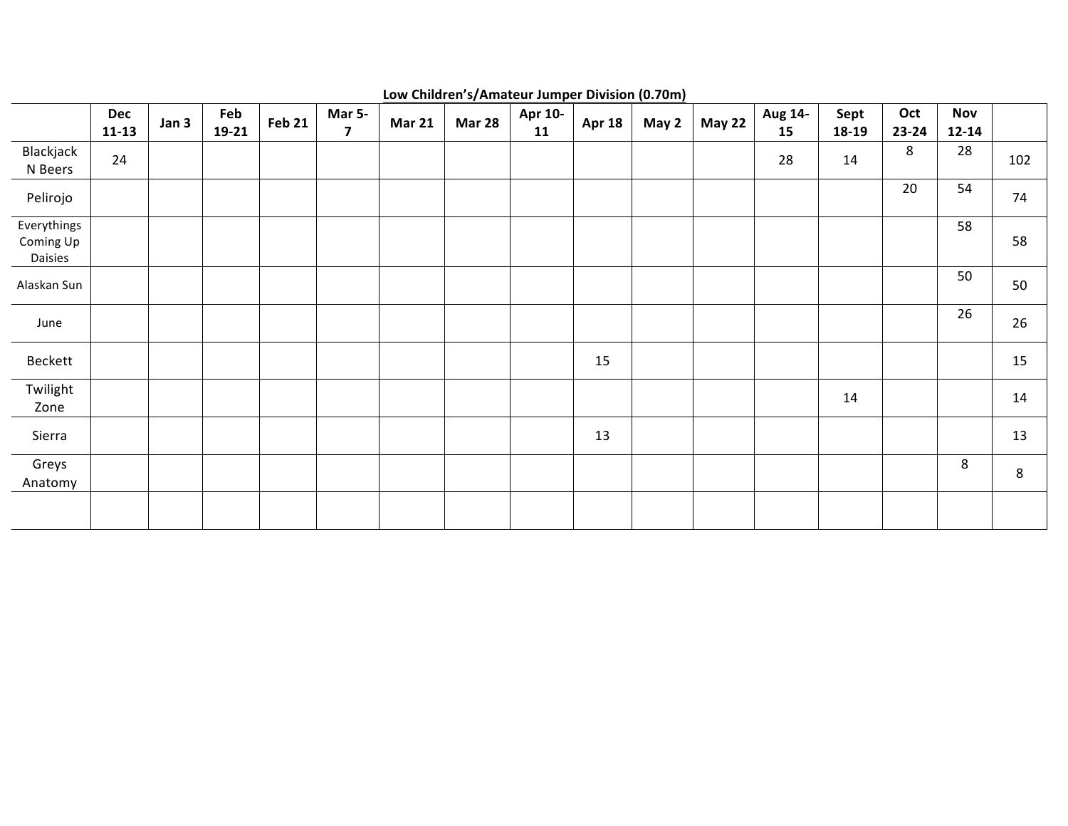**Low Children's/Amateur Jumper Division (0.70m)**

| | Dec 11-13 | Jan 3 | Feb 19-21 | Feb 21 | Mar 5-7 | Mar 21 | Mar 28 | Apr 10-11 | Apr 18 | May 2 | May 22 | Aug 14-15 | Sept 18-19 | Oct 23-24 | Nov 12-14 | |
|---|---|---|---|---|---|---|---|---|---|---|---|---|---|---|---|---|
| Blackjack N Beers | 24 | | | | | | | | | | | 28 | 14 | 8 | 28 | 102 |
| Pelirojo | | | | | | | | | | | | | | 20 | 54 | 74 |
| Everythings Coming Up Daisies | | | | | | | | | | | | | | | 58 | 58 |
| Alaskan Sun | | | | | | | | | | | | | | | 50 | 50 |
| June | | | | | | | | | | | | | | | 26 | 26 |
| Beckett | | | | | | | | | 15 | | | | | | | 15 |
| Twilight Zone | | | | | | | | | | | | | 14 | | | 14 |
| Sierra | | | | | | | | | 13 | | | | | | | 13 |
| Greys Anatomy | | | | | | | | | | | | | | | 8 | 8 |
| | | | | | | | | | | | | | | | | |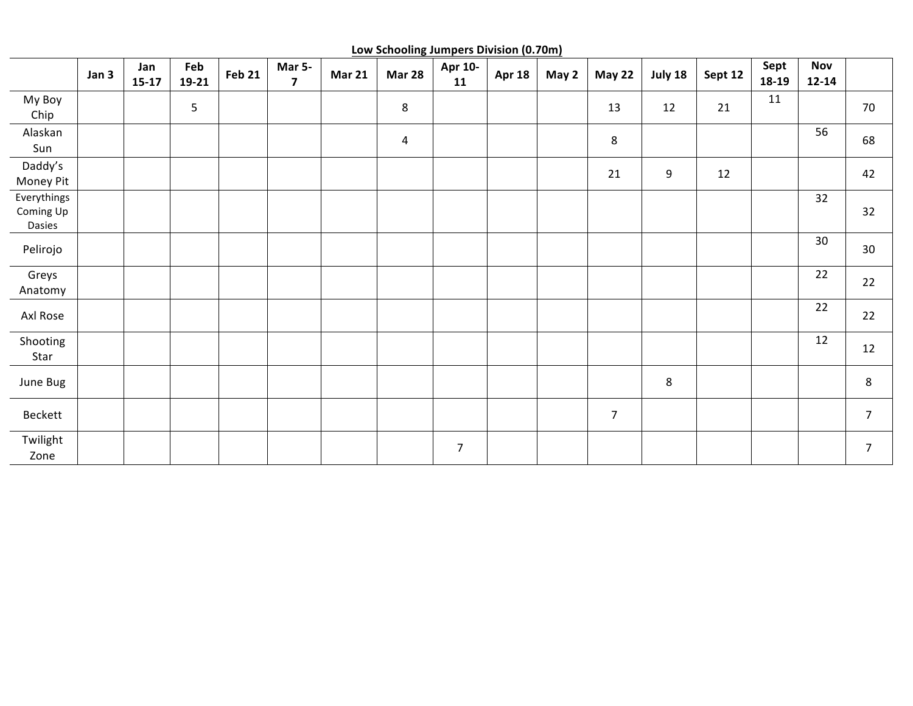**Low Schooling Jumpers Division (0.70m)**

| | Jan 3 | Jan 15-17 | Feb 19-21 | Feb 21 | Mar 5-7 | Mar 21 | Mar 28 | Apr 10-11 | Apr 18 | May 2 | May 22 | July 18 | Sept 12 | Sept 18-19 | Nov 12-14 | |
|---|---|---|---|---|---|---|---|---|---|---|---|---|---|---|---|---|
| My Boy Chip | | | 5 | | | | 8 | | | | 13 | 12 | 21 | 11 | | 70 |
| Alaskan Sun | | | | | | | 4 | | | | 8 | | | | 56 | 68 |
| Daddy's Money Pit | | | | | | | | | | | 21 | 9 | 12 | | | 42 |
| Everythings Coming Up Dasies | | | | | | | | | | | | | | | 32 | 32 |
| Pelirojo | | | | | | | | | | | | | | | 30 | 30 |
| Greys Anatomy | | | | | | | | | | | | | | | 22 | 22 |
| Axl Rose | | | | | | | | | | | | | | | 22 | 22 |
| Shooting Star | | | | | | | | | | | | | | | 12 | 12 |
| June Bug | | | | | | | | | | | | 8 | | | | 8 |
| Beckett | | | | | | | | | | | 7 | | | | | 7 |
| Twilight Zone | | | | | | | | 7 | | | | | | | | 7 |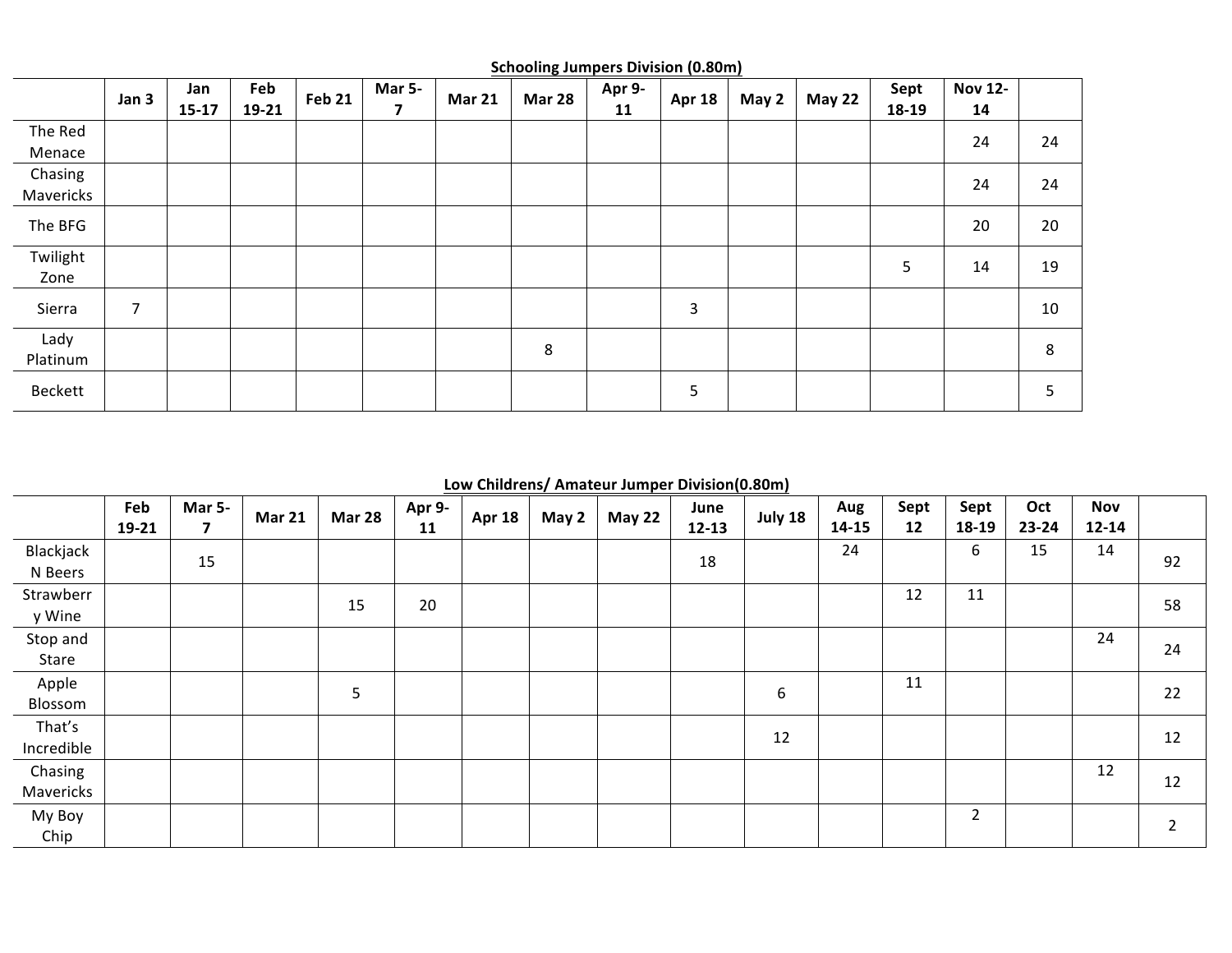**Schooling Jumpers Division (0.80m)**

| | Jan 3 | Jan 15-17 | Feb 19-21 | Feb 21 | Mar 5-7 | Mar 21 | Mar 28 | Apr 9-11 | Apr 18 | May 2 | May 22 | Sept 18-19 | Nov 12-14 | |
|---|---|---|---|---|---|---|---|---|---|---|---|---|---|---|
| The Red Menace | | | | | | | | | | | | | 24 | 24 |
| Chasing Mavericks | | | | | | | | | | | | | 24 | 24 |
| The BFG | | | | | | | | | | | | | 20 | 20 |
| Twilight Zone | | | | | | | | | | | | 5 | 14 | 19 |
| Sierra | 7 | | | | | | | | 3 | | | | | 10 |
| Lady Platinum | | | | | | | 8 | | | | | | | 8 |
| Beckett | | | | | | | | | 5 | | | | | 5 |

**Low Childrens/ Amateur Jumper Division(0.80m)**

| | Feb 19-21 | Mar 5-7 | Mar 21 | Mar 28 | Apr 9-11 | Apr 18 | May 2 | May 22 | June 12-13 | July 18 | Aug 14-15 | Sept 12 | Sept 18-19 | Oct 23-24 | Nov 12-14 | |
|---|---|---|---|---|---|---|---|---|---|---|---|---|---|---|---|---|
| Blackjack N Beers | | 15 | | | | | | | 18 | | 24 | | 6 | 15 | 14 | 92 |
| Strawberry Wine | | | | 15 | 20 | | | | | | | 12 | 11 | | | 58 |
| Stop and Stare | | | | | | | | | | | | | | | 24 | 24 |
| Apple Blossom | | | | 5 | | | | | | 6 | | 11 | | | | 22 |
| That's Incredible | | | | | | | | | | 12 | | | | | | 12 |
| Chasing Mavericks | | | | | | | | | | | | | | | 12 | 12 |
| My Boy Chip | | | | | | | | | | | | | 2 | | | 2 |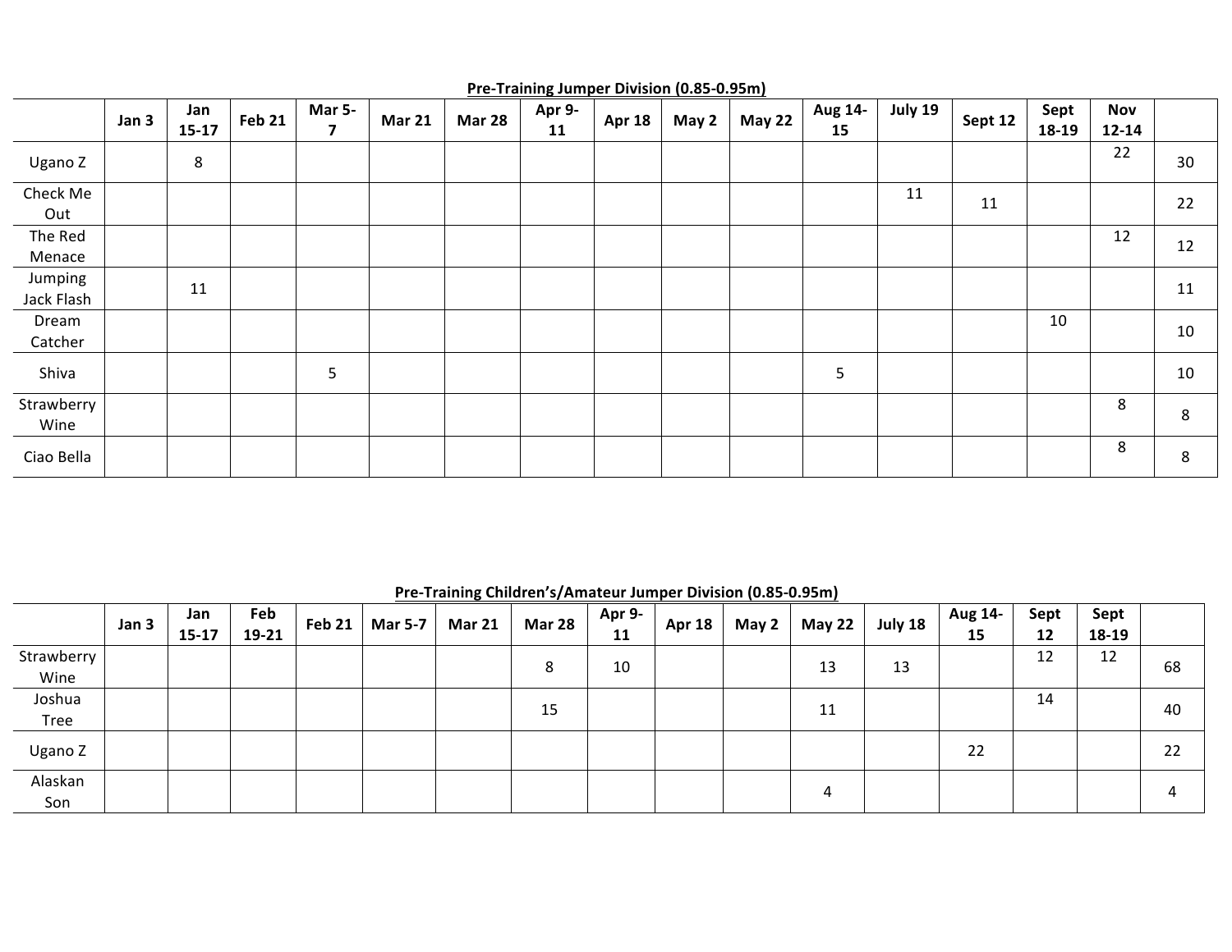**Pre-Training Jumper Division (0.85-0.95m)**

| | Jan 3 | Jan 15-17 | Feb 21 | Mar 5-7 | Mar 21 | Mar 28 | Apr 9-11 | Apr 18 | May 2 | May 22 | Aug 14-15 | July 19 | Sept 12 | Sept 18-19 | Nov 12-14 | |
|---|---|---|---|---|---|---|---|---|---|---|---|---|---|---|---|---|
| Ugano Z | | 8 | | | | | | | | | | | | | 22 | 30 |
| Check Me Out | | | | | | | | | | | | 11 | 11 | | | 22 |
| The Red Menace | | | | | | | | | | | | | | | 12 | 12 |
| Jumping Jack Flash | | 11 | | | | | | | | | | | | | | 11 |
| Dream Catcher | | | | | | | | | | | | | | 10 | | 10 |
| Shiva | | | | 5 | | | | | | | 5 | | | | | 10 |
| Strawberry Wine | | | | | | | | | | | | | | | 8 | 8 |
| Ciao Bella | | | | | | | | | | | | | | | 8 | 8 |

**Pre-Training Children's/Amateur Jumper Division (0.85-0.95m)**

| | Jan 3 | Jan 15-17 | Feb 19-21 | Feb 21 | Mar 5-7 | Mar 21 | Mar 28 | Apr 9-11 | Apr 18 | May 2 | May 22 | July 18 | Aug 14-15 | Sept 12 | Sept 18-19 | |
|---|---|---|---|---|---|---|---|---|---|---|---|---|---|---|---|---|
| Strawberry Wine | | | | | | | 8 | 10 | | | 13 | 13 | | 12 | 12 | 68 |
| Joshua Tree | | | | | | | 15 | | | | 11 | | | 14 | | 40 |
| Ugano Z | | | | | | | | | | | | | 22 | | | 22 |
| Alaskan Son | | | | | | | | | | | 4 | | | | | 4 |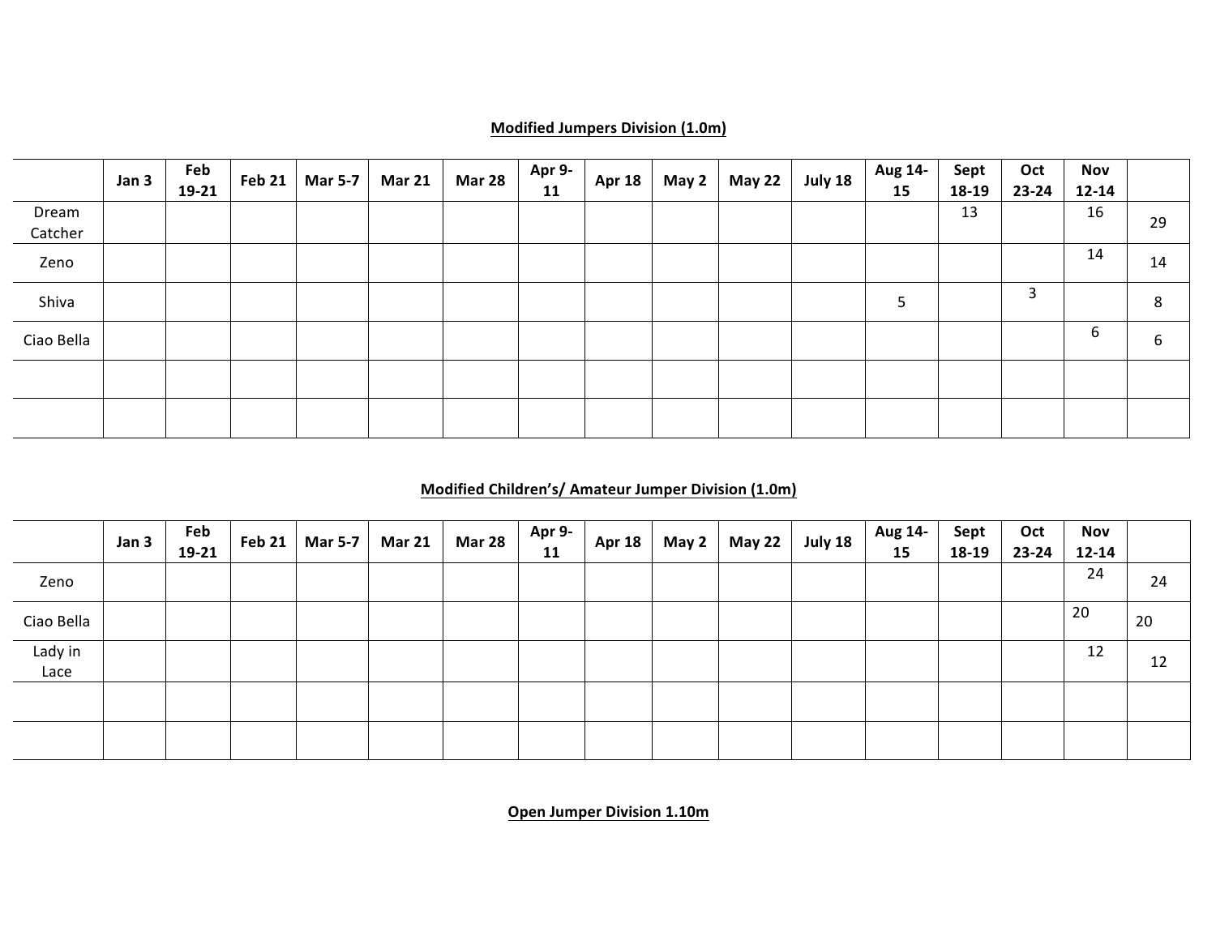**Modified Jumpers Division (1.0m)**

| | Jan 3 | Feb 19-21 | Feb 21 | Mar 5-7 | Mar 21 | Mar 28 | Apr 9-11 | Apr 18 | May 2 | May 22 | July 18 | Aug 14-15 | Sept 18-19 | Oct 23-24 | Nov 12-14 | |
|---|---|---|---|---|---|---|---|---|---|---|---|---|---|---|---|---|
| Dream Catcher | | | | | | | | | | | | | 13 | | 16 | 29 |
| Zeno | | | | | | | | | | | | | | | 14 | 14 |
| Shiva | | | | | | | | | | | | 5 | | 3 | | 8 |
| Ciao Bella | | | | | | | | | | | | | | | 6 | 6 |
| | | | | | | | | | | | | | | | | |
| | | | | | | | | | | | | | | | | |

**Modified Children's/ Amateur Jumper Division (1.0m)**

| | Jan 3 | Feb 19-21 | Feb 21 | Mar 5-7 | Mar 21 | Mar 28 | Apr 9-11 | Apr 18 | May 2 | May 22 | July 18 | Aug 14-15 | Sept 18-19 | Oct 23-24 | Nov 12-14 | |
|---|---|---|---|---|---|---|---|---|---|---|---|---|---|---|---|---|
| Zeno | | | | | | | | | | | | | | | 24 | 24 |
| Ciao Bella | | | | | | | | | | | | | | | 20 | 20 |
| Lady in Lace | | | | | | | | | | | | | | | 12 | 12 |
| | | | | | | | | | | | | | | | | |
| | | | | | | | | | | | | | | | | |

**Open Jumper Division 1.10m**